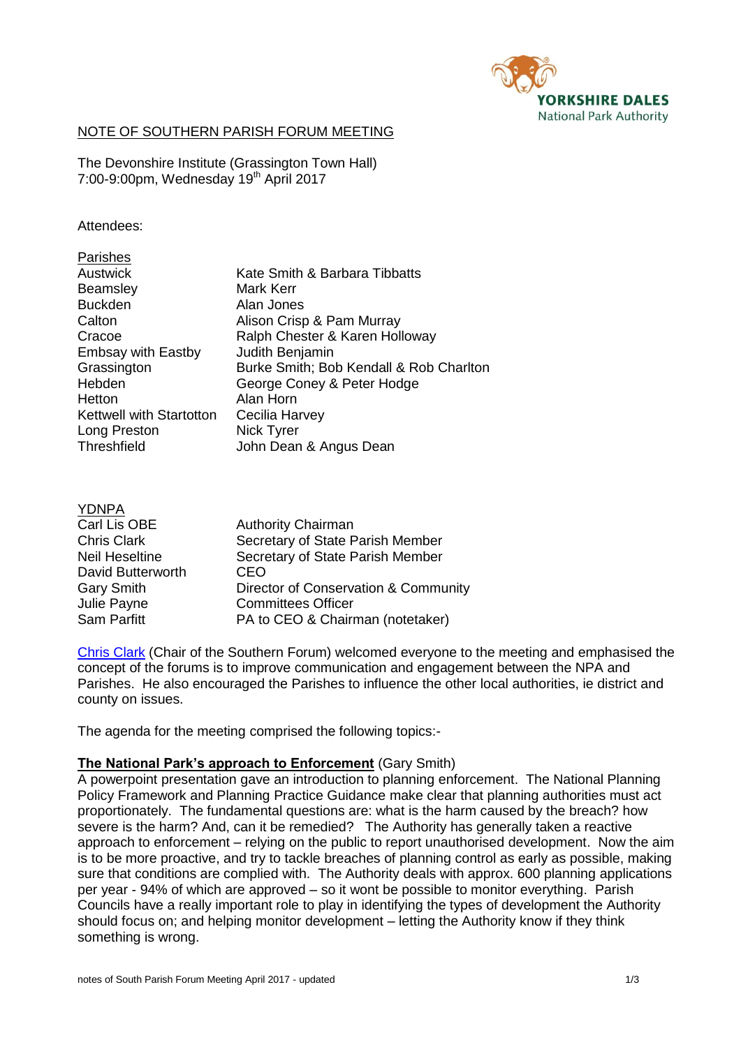## NOTE OF SOUTHERN PARISH FORUM MEETING

The Devonshire Institute (Grassington Town Hall)
7:00-9:00pm, Wednesday 19th April 2017

Attendees:

| Parishes | |
|---|---|
| Austwick | Kate Smith & Barbara Tibbatts |
| Beamsley | Mark Kerr |
| Buckden | Alan Jones |
| Calton | Alison Crisp & Pam Murray |
| Cracoe | Ralph Chester & Karen Holloway |
| Embsay with Eastby | Judith Benjamin |
| Grassington | Burke Smith; Bob Kendall & Rob Charlton |
| Hebden | George Coney & Peter Hodge |
| Hetton | Alan Horn |
| Kettwell with Startotton | Cecilia Harvey |
| Long Preston | Nick Tyrer |
| Threshfield | John Dean & Angus Dean |

| YDNPA | |
|---|---|
| Carl Lis OBE | Authority Chairman |
| Chris Clark | Secretary of State Parish Member |
| Neil Heseltine | Secretary of State Parish Member |
| David Butterworth | CEO |
| Gary Smith | Director of Conservation & Community |
| Julie Payne | Committees Officer |
| Sam Parfitt | PA to CEO & Chairman (notetaker) |

Chris Clark (Chair of the Southern Forum) welcomed everyone to the meeting and emphasised the concept of the forums is to improve communication and engagement between the NPA and Parishes. He also encouraged the Parishes to influence the other local authorities, ie district and county on issues.

The agenda for the meeting comprised the following topics:-

**The National Park's approach to Enforcement** (Gary Smith)
A powerpoint presentation gave an introduction to planning enforcement. The National Planning Policy Framework and Planning Practice Guidance make clear that planning authorities must act proportionately. The fundamental questions are: what is the harm caused by the breach? how severe is the harm? And, can it be remedied? The Authority has generally taken a reactive approach to enforcement – relying on the public to report unauthorised development. Now the aim is to be more proactive, and try to tackle breaches of planning control as early as possible, making sure that conditions are complied with. The Authority deals with approx. 600 planning applications per year - 94% of which are approved – so it wont be possible to monitor everything. Parish Councils have a really important role to play in identifying the types of development the Authority should focus on; and helping monitor development – letting the Authority know if they think something is wrong.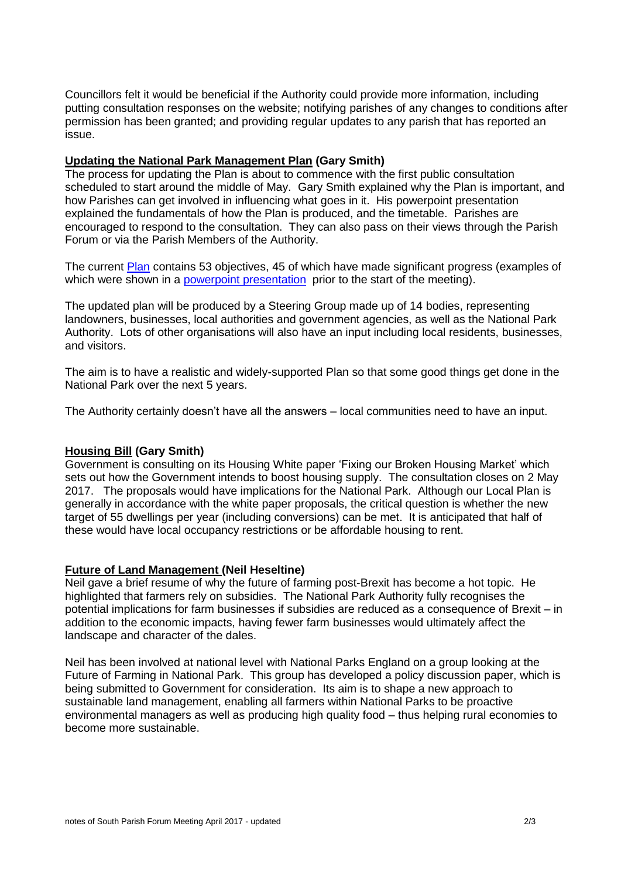Councillors felt it would be beneficial if the Authority could provide more information, including putting consultation responses on the website; notifying parishes of any changes to conditions after permission has been granted; and providing regular updates to any parish that has reported an issue.

**Updating the National Park Management Plan (Gary Smith)**

The process for updating the Plan is about to commence with the first public consultation scheduled to start around the middle of May. Gary Smith explained why the Plan is important, and how Parishes can get involved in influencing what goes in it. His powerpoint presentation explained the fundamentals of how the Plan is produced, and the timetable. Parishes are encouraged to respond to the consultation. They can also pass on their views through the Parish Forum or via the Parish Members of the Authority.

The current Plan contains 53 objectives, 45 of which have made significant progress (examples of which were shown in a powerpoint presentation prior to the start of the meeting).

The updated plan will be produced by a Steering Group made up of 14 bodies, representing landowners, businesses, local authorities and government agencies, as well as the National Park Authority. Lots of other organisations will also have an input including local residents, businesses, and visitors.

The aim is to have a realistic and widely-supported Plan so that some good things get done in the National Park over the next 5 years.

The Authority certainly doesn't have all the answers – local communities need to have an input.

**Housing Bill (Gary Smith)**

Government is consulting on its Housing White paper 'Fixing our Broken Housing Market' which sets out how the Government intends to boost housing supply. The consultation closes on 2 May 2017. The proposals would have implications for the National Park. Although our Local Plan is generally in accordance with the white paper proposals, the critical question is whether the new target of 55 dwellings per year (including conversions) can be met. It is anticipated that half of these would have local occupancy restrictions or be affordable housing to rent.

**Future of Land Management (Neil Heseltine)**

Neil gave a brief resume of why the future of farming post-Brexit has become a hot topic. He highlighted that farmers rely on subsidies. The National Park Authority fully recognises the potential implications for farm businesses if subsidies are reduced as a consequence of Brexit – in addition to the economic impacts, having fewer farm businesses would ultimately affect the landscape and character of the dales.

Neil has been involved at national level with National Parks England on a group looking at the Future of Farming in National Park. This group has developed a policy discussion paper, which is being submitted to Government for consideration. Its aim is to shape a new approach to sustainable land management, enabling all farmers within National Parks to be proactive environmental managers as well as producing high quality food – thus helping rural economies to become more sustainable.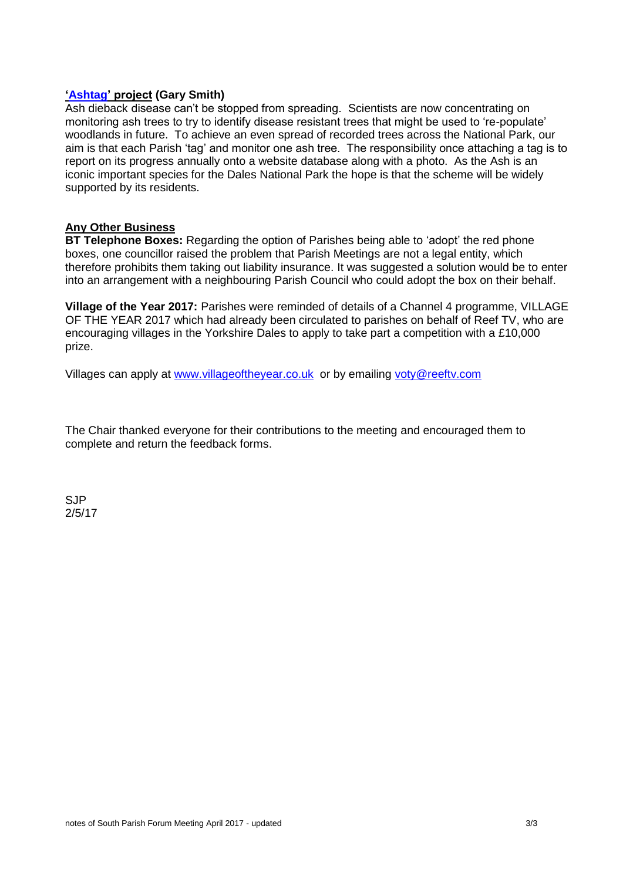**'Ashtag' project (Gary Smith)**

Ash dieback disease can't be stopped from spreading. Scientists are now concentrating on monitoring ash trees to try to identify disease resistant trees that might be used to 're-populate' woodlands in future. To achieve an even spread of recorded trees across the National Park, our aim is that each Parish 'tag' and monitor one ash tree. The responsibility once attaching a tag is to report on its progress annually onto a website database along with a photo. As the Ash is an iconic important species for the Dales National Park the hope is that the scheme will be widely supported by its residents.

**Any Other Business**

**BT Telephone Boxes:** Regarding the option of Parishes being able to 'adopt' the red phone boxes, one councillor raised the problem that Parish Meetings are not a legal entity, which therefore prohibits them taking out liability insurance. It was suggested a solution would be to enter into an arrangement with a neighbouring Parish Council who could adopt the box on their behalf.

**Village of the Year 2017:** Parishes were reminded of details of a Channel 4 programme, VILLAGE OF THE YEAR 2017 which had already been circulated to parishes on behalf of Reef TV, who are encouraging villages in the Yorkshire Dales to apply to take part a competition with a £10,000 prize.

Villages can apply at www.villageoftheyear.co.uk or by emailing voty@reeftv.com

The Chair thanked everyone for their contributions to the meeting and encouraged them to complete and return the feedback forms.

SJP
2/5/17